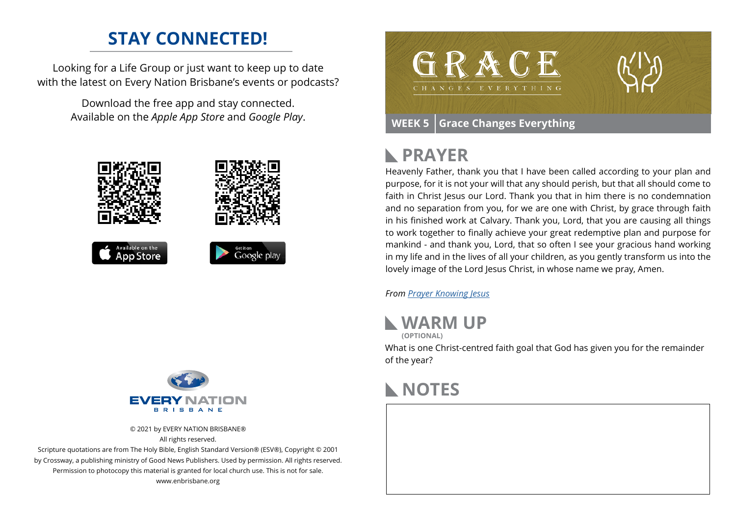# STAY CONNECTED!

Looking for a Life Group or just want to keep up to date with the latest on Every Nation Brisbane's events or podcasts?

Download the free app and stay connected. Available on the *Apple App Store* and *Google Play*.

Available on the App Store

Get it on Google play

EVERY NATION BRISBANE

© 2021 by EVERY NATION BRISBANE®
All rights reserved.
Scripture quotations are from The Holy Bible, English Standard Version® (ESV®), Copyright © 2001 by Crossway, a publishing ministry of Good News Publishers. Used by permission. All rights reserved.
Permission to photocopy this material is granted for local church use. This is not for sale.
www.enbrisbane.org

GRACE
CHANGES EVERYTHING

**WEEK 5** **Grace Changes Everything**

## PRAYER

Heavenly Father, thank you that I have been called according to your plan and purpose, for it is not your will that any should perish, but that all should come to faith in Christ Jesus our Lord. Thank you that in him there is no condemnation and no separation from you, for we are one with Christ, by grace through faith in his finished work at Calvary. Thank you, Lord, that you are causing all things to work together to finally achieve your great redemptive plan and purpose for mankind - and thank you, Lord, that so often I see your gracious hand working in my life and in the lives of all your children, as you gently transform us into the lovely image of the Lord Jesus Christ, in whose name we pray, Amen.

*From Prayer Knowing Jesus*

## WARM UP

**(OPTIONAL)**

What is one Christ-centred faith goal that God has given you for the remainder of the year?

## NOTES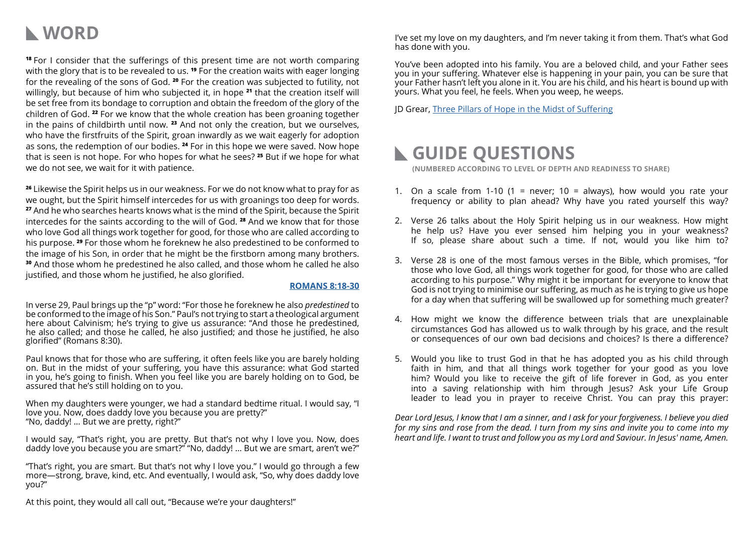# WORD

[18] For I consider that the sufferings of this present time are not worth comparing with the glory that is to be revealed to us. [19] For the creation waits with eager longing for the revealing of the sons of God. [20] For the creation was subjected to futility, not willingly, but because of him who subjected it, in hope [21] that the creation itself will be set free from its bondage to corruption and obtain the freedom of the glory of the children of God. [22] For we know that the whole creation has been groaning together in the pains of childbirth until now. [23] And not only the creation, but we ourselves, who have the firstfruits of the Spirit, groan inwardly as we wait eagerly for adoption as sons, the redemption of our bodies. [24] For in this hope we were saved. Now hope that is seen is not hope. For who hopes for what he sees? [25] But if we hope for what we do not see, we wait for it with patience.

[26] Likewise the Spirit helps us in our weakness. For we do not know what to pray for as we ought, but the Spirit himself intercedes for us with groanings too deep for words. [27] And he who searches hearts knows what is the mind of the Spirit, because the Spirit intercedes for the saints according to the will of God. [28] And we know that for those who love God all things work together for good, for those who are called according to his purpose. [29] For those whom he foreknew he also predestined to be conformed to the image of his Son, in order that he might be the firstborn among many brothers. [30] And those whom he predestined he also called, and those whom he called he also justified, and those whom he justified, he also glorified.

**ROMANS 8:18-30**

In verse 29, Paul brings up the "p" word: "For those he foreknew he also *predestined* to be conformed to the image of his Son." Paul's not trying to start a theological argument here about Calvinism; he's trying to give us assurance: "And those he predestined, he also called; and those he called, he also justified; and those he justified, he also glorified" (Romans 8:30).

Paul knows that for those who are suffering, it often feels like you are barely holding on. But in the midst of your suffering, you have this assurance: what God started in you, he's going to finish. When you feel like you are barely holding on to God, be assured that he's still holding on to you.

When my daughters were younger, we had a standard bedtime ritual. I would say, "I love you. Now, does daddy love you because you are pretty?"
"No, daddy! ... But we are pretty, right?"

I would say, "That's right, you are pretty. But that's not why I love you. Now, does daddy love you because you are smart?" "No, daddy! ... But we are smart, aren't we?"

"That's right, you are smart. But that's not why I love you." I would go through a few more—strong, brave, kind, etc. And eventually, I would ask, "So, why does daddy love you?"

At this point, they would all call out, "Because we're your daughters!"

I've set my love on my daughters, and I'm never taking it from them. That's what God has done with you.

You've been adopted into his family. You are a beloved child, and your Father sees you in your suffering. Whatever else is happening in your pain, you can be sure that your Father hasn't left you alone in it. You are his child, and his heart is bound up with yours. What you feel, he feels. When you weep, he weeps.

JD Grear, Three Pillars of Hope in the Midst of Suffering

# GUIDE QUESTIONS

**(NUMBERED ACCORDING TO LEVEL OF DEPTH AND READINESS TO SHARE)**

1. On a scale from 1-10 (1 = never; 10 = always), how would you rate your frequency or ability to plan ahead? Why have you rated yourself this way?
2. Verse 26 talks about the Holy Spirit helping us in our weakness. How might he help us? Have you ever sensed him helping you in your weakness? If so, please share about such a time. If not, would you like him to?
3. Verse 28 is one of the most famous verses in the Bible, which promises, "for those who love God, all things work together for good, for those who are called according to his purpose." Why might it be important for everyone to know that God is not trying to minimise our suffering, as much as he is trying to give us hope for a day when that suffering will be swallowed up for something much greater?
4. How might we know the difference between trials that are unexplainable circumstances God has allowed us to walk through by his grace, and the result or consequences of our own bad decisions and choices? Is there a difference?
5. Would you like to trust God in that he has adopted you as his child through faith in him, and that all things work together for your good as you love him? Would you like to receive the gift of life forever in God, as you enter into a saving relationship with him through Jesus? Ask your Life Group leader to lead you in prayer to receive Christ. You can pray this prayer:

*Dear Lord Jesus, I know that I am a sinner, and I ask for your forgiveness. I believe you died for my sins and rose from the dead. I turn from my sins and invite you to come into my heart and life. I want to trust and follow you as my Lord and Saviour. In Jesus' name, Amen.*